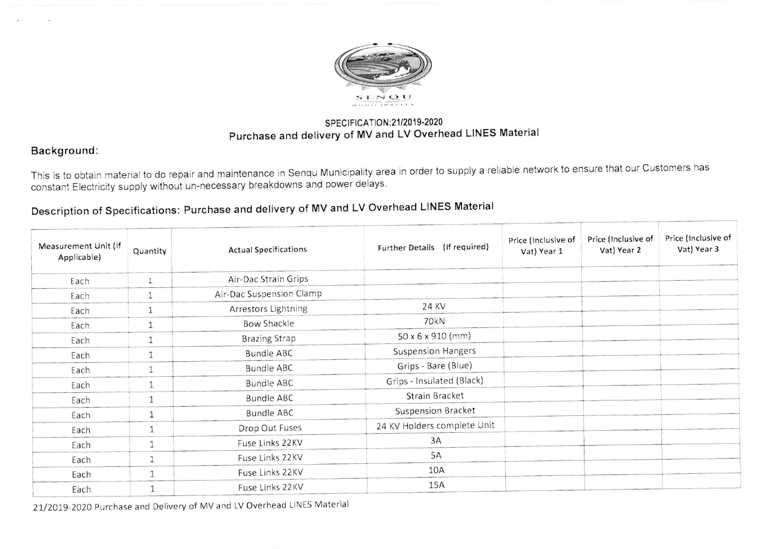SENQU MUNICIPALITY

## SPECIFICATION:21/2019-2020
## Purchase and delivery of MV and LV Overhead LINES Material

### Background:

This is to obtain material to do repair and maintenance in Senqu Municipality area in order to supply a reliable network to ensure that our Customers has constant Electricity supply without un-necessary breakdowns and power delays.

### Description of Specifications: Purchase and delivery of MV and LV Overhead LINES Material

| Measurement Unit (If Applicable) | Quantity | Actual Specifications | Further Details (If required) | Price (Inclusive of Vat) Year 1 | Price (Inclusive of Vat) Year 2 | Price (Inclusive of Vat) Year 3 |
|---|---|---|---|---|---|---|
| Each | 1 | Air-Dac Strain Grips | | | | |
| Each | 1 | Air-Dac Suspension Clamp | | | | |
| Each | 1 | Arrestors Lightning | 24 KV | | | |
| Each | 1 | Bow Shackle | 70kN | | | |
| Each | 1 | Brazing Strap | 50 x 6 x 910 (mm) | | | |
| Each | 1 | Bundle ABC | Suspension Hangers | | | |
| Each | 1 | Bundle ABC | Grips - Bare (Blue) | | | |
| Each | 1 | Bundle ABC | Grips - Insulated (Black) | | | |
| Each | 1 | Bundle ABC | Strain Bracket | | | |
| Each | 1 | Bundle ABC | Suspension Bracket | | | |
| Each | 1 | Drop Out Fuses | 24 KV Holders complete Unit | | | |
| Each | 1 | Fuse Links 22KV | 3A | | | |
| Each | 1 | Fuse Links 22KV | 5A | | | |
| Each | 1 | Fuse Links 22KV | 10A | | | |
| Each | 1 | Fuse Links 22KV | 15A | | | |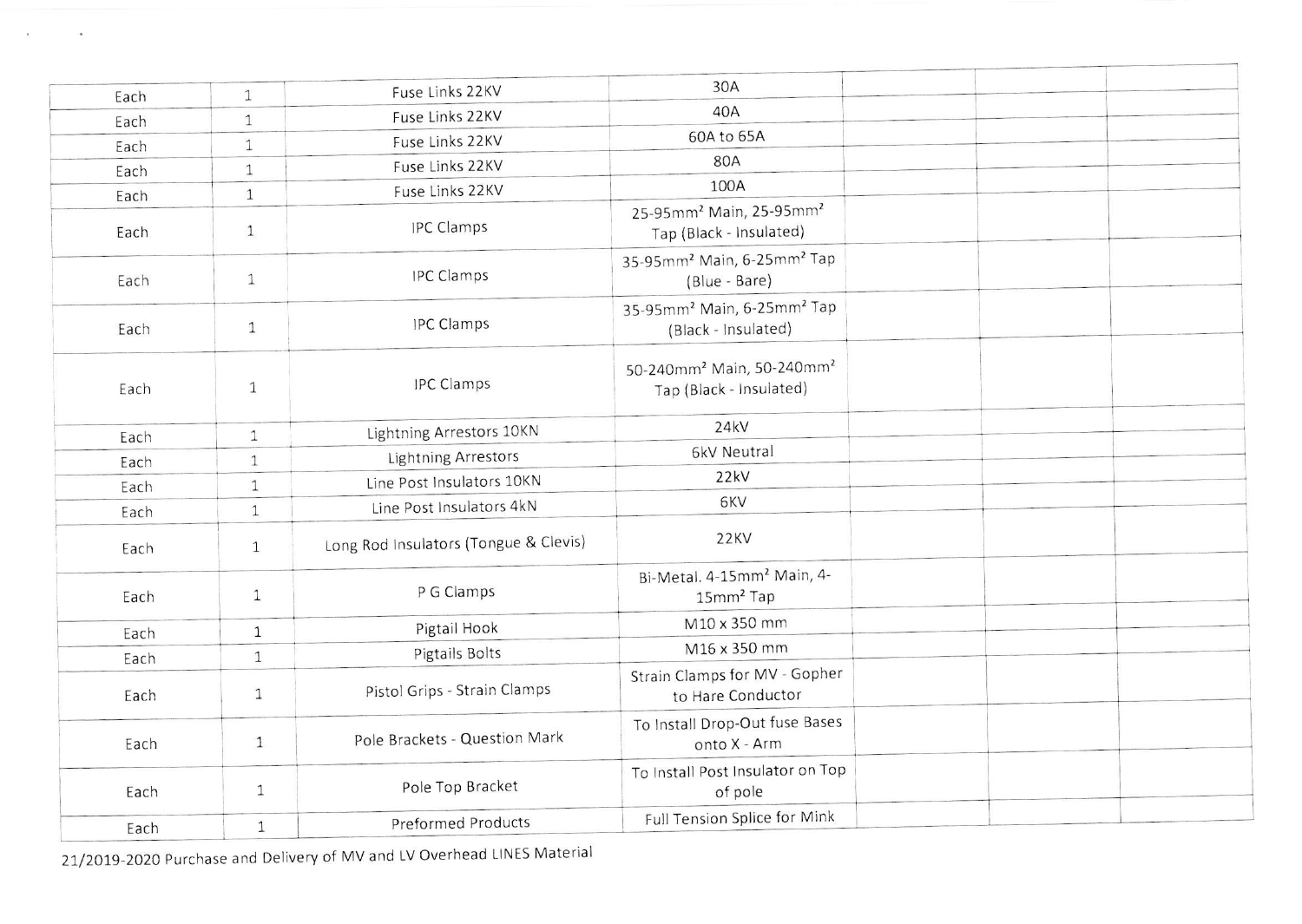| Each | 1 | Fuse Links 22KV | 30A | | | |
|---|---|---|---|---|---|---|
| Each | 1 | Fuse Links 22KV | 40A | | | |
| Each | 1 | Fuse Links 22KV | 60A to 65A | | | |
| Each | 1 | Fuse Links 22KV | 80A | | | |
| Each | 1 | Fuse Links 22KV | 100A | | | |
| Each | 1 | IPC Clamps | 25-95mm² Main, 25-95mm² Tap (Black - Insulated) | | | |
| Each | 1 | IPC Clamps | 35-95mm² Main, 6-25mm² Tap (Blue - Bare) | | | |
| Each | 1 | IPC Clamps | 35-95mm² Main, 6-25mm² Tap (Black - Insulated) | | | |
| Each | 1 | IPC Clamps | 50-240mm² Main, 50-240mm² Tap (Black - Insulated) | | | |
| Each | 1 | Lightning Arrestors 10KN | 24kV | | | |
| Each | 1 | Lightning Arrestors | 6kV Neutral | | | |
| Each | 1 | Line Post Insulators 10KN | 22kV | | | |
| Each | 1 | Line Post Insulators 4kN | 6KV | | | |
| Each | 1 | Long Rod Insulators (Tongue & Clevis) | 22KV | | | |
| Each | 1 | P G Clamps | Bi-Metal. 4-15mm² Main, 4-15mm² Tap | | | |
| Each | 1 | Pigtail Hook | M10 x 350 mm | | | |
| Each | 1 | Pigtails Bolts | M16 x 350 mm | | | |
| Each | 1 | Pistol Grips - Strain Clamps | Strain Clamps for MV - Gopher to Hare Conductor | | | |
| Each | 1 | Pole Brackets - Question Mark | To Install Drop-Out fuse Bases onto X - Arm | | | |
| Each | 1 | Pole Top Bracket | To Install Post Insulator on Top of pole | | | |
| Each | 1 | Preformed Products | Full Tension Splice for Mink | | | |

21/2019-2020 Purchase and Delivery of MV and LV Overhead LINES Material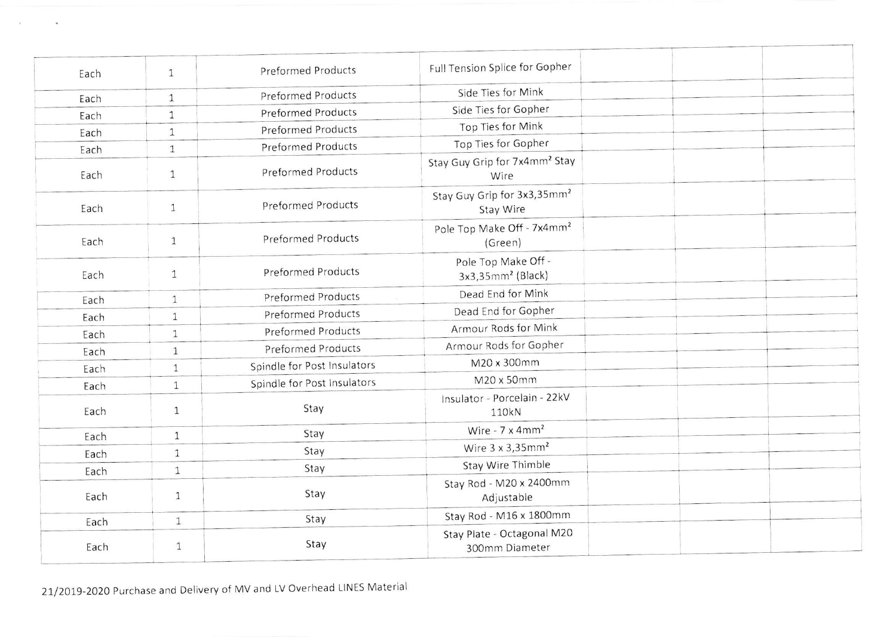| | | | | | | |
|---|---|---|---|---|---|---|
| Each | 1 | Preformed Products | Full Tension Splice for Gopher | | | |
| Each | 1 | Preformed Products | Side Ties for Mink | | | |
| Each | 1 | Preformed Products | Side Ties for Gopher | | | |
| Each | 1 | Preformed Products | Top Ties for Mink | | | |
| Each | 1 | Preformed Products | Top Ties for Gopher | | | |
| Each | 1 | Preformed Products | Stay Guy Grip for 7x4mm² Stay Wire | | | |
| Each | 1 | Preformed Products | Stay Guy Grip for 3x3,35mm² Stay Wire | | | |
| Each | 1 | Preformed Products | Pole Top Make Off - 7x4mm² (Green) | | | |
| Each | 1 | Preformed Products | Pole Top Make Off - 3x3,35mm² (Black) | | | |
| Each | 1 | Preformed Products | Dead End for Mink | | | |
| Each | 1 | Preformed Products | Dead End for Gopher | | | |
| Each | 1 | Preformed Products | Armour Rods for Mink | | | |
| Each | 1 | Preformed Products | Armour Rods for Gopher | | | |
| Each | 1 | Spindle for Post Insulators | M20 x 300mm | | | |
| Each | 1 | Spindle for Post Insulators | M20 x 50mm | | | |
| Each | 1 | Stay | Insulator - Porcelain - 22kV 110kN | | | |
| Each | 1 | Stay | Wire - 7 x 4mm² | | | |
| Each | 1 | Stay | Wire 3 x 3,35mm² | | | |
| Each | 1 | Stay | Stay Wire Thimble | | | |
| Each | 1 | Stay | Stay Rod - M20 x 2400mm Adjustable | | | |
| Each | 1 | Stay | Stay Rod - M16 x 1800mm | | | |
| Each | 1 | Stay | Stay Plate - Octagonal M20 300mm Diameter | | | |

21/2019-2020 Purchase and Delivery of MV and LV Overhead LINES Material